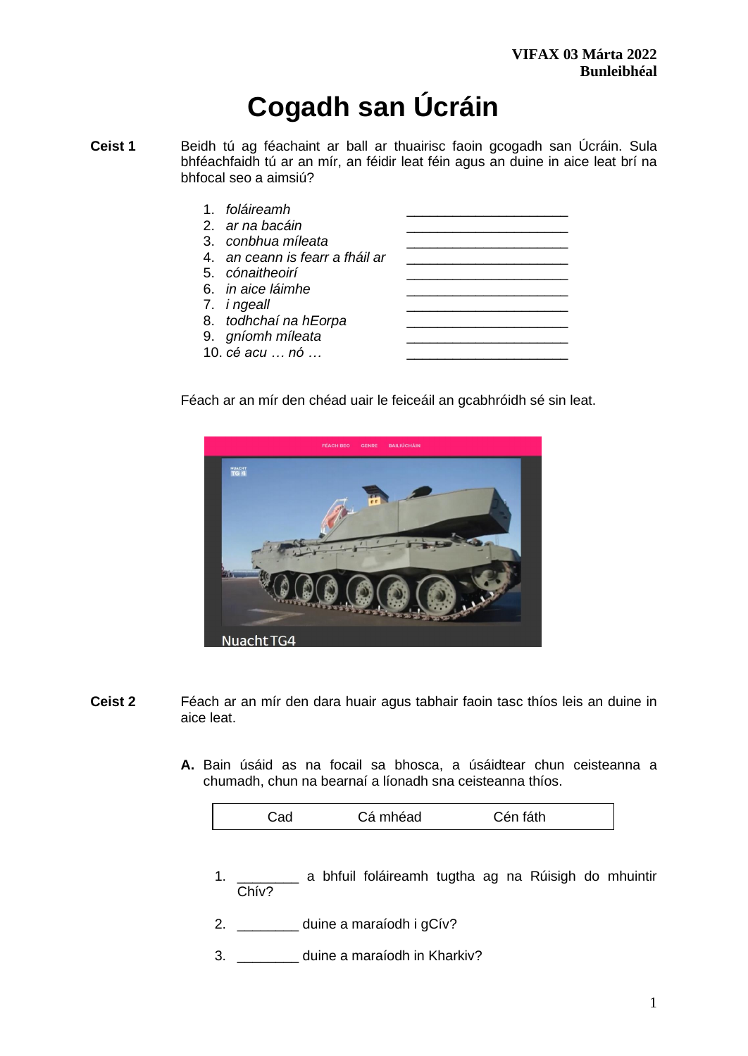**VIFAX 03 Márta 2022**
**Bunleibhéal**

# Cogadh san Úcráin

**Ceist 1** Beidh tú ag féachaint ar ball ar thuairisc faoin gcogadh san Úcráin. Sula bhféachfaidh tú ar an mír, an féidir leat féin agus an duine in aice leat brí na bhfocal seo a aimsiú?

1. *foláireamh* ____________________
2. *ar na bacáin* ____________________
3. *conbhua míleata* ____________________
4. *an ceann is fearr a fháil ar* ____________________
5. *cónaitheoirí* ____________________
6. *in aice láimhe* ____________________
7. *i ngeall* ____________________
8. *todhchaí na hEorpa* ____________________
9. *gníomh míleata* ____________________
10. *cé acu … nó …* ____________________

Féach ar an mír den chéad uair le feiceáil an gcabhróidh sé sin leat.

**Ceist 2** Féach ar an mír den dara huair agus tabhair faoin tasc thíos leis an duine in aice leat.

**A.** Bain úsáid as na focail sa bhosca, a úsáidtear chun ceisteanna a chumadh, chun na bearnaí a líonadh sna ceisteanna thíos.

| Cad | Cá mhéad | Cén fáth |
|---|---|---|

1. ________ a bhfuil foláireamh tugtha ag na Rúisigh do mhuintir Chív?
2. ________ duine a maraíodh i gCív?
3. ________ duine a maraíodh in Kharkiv?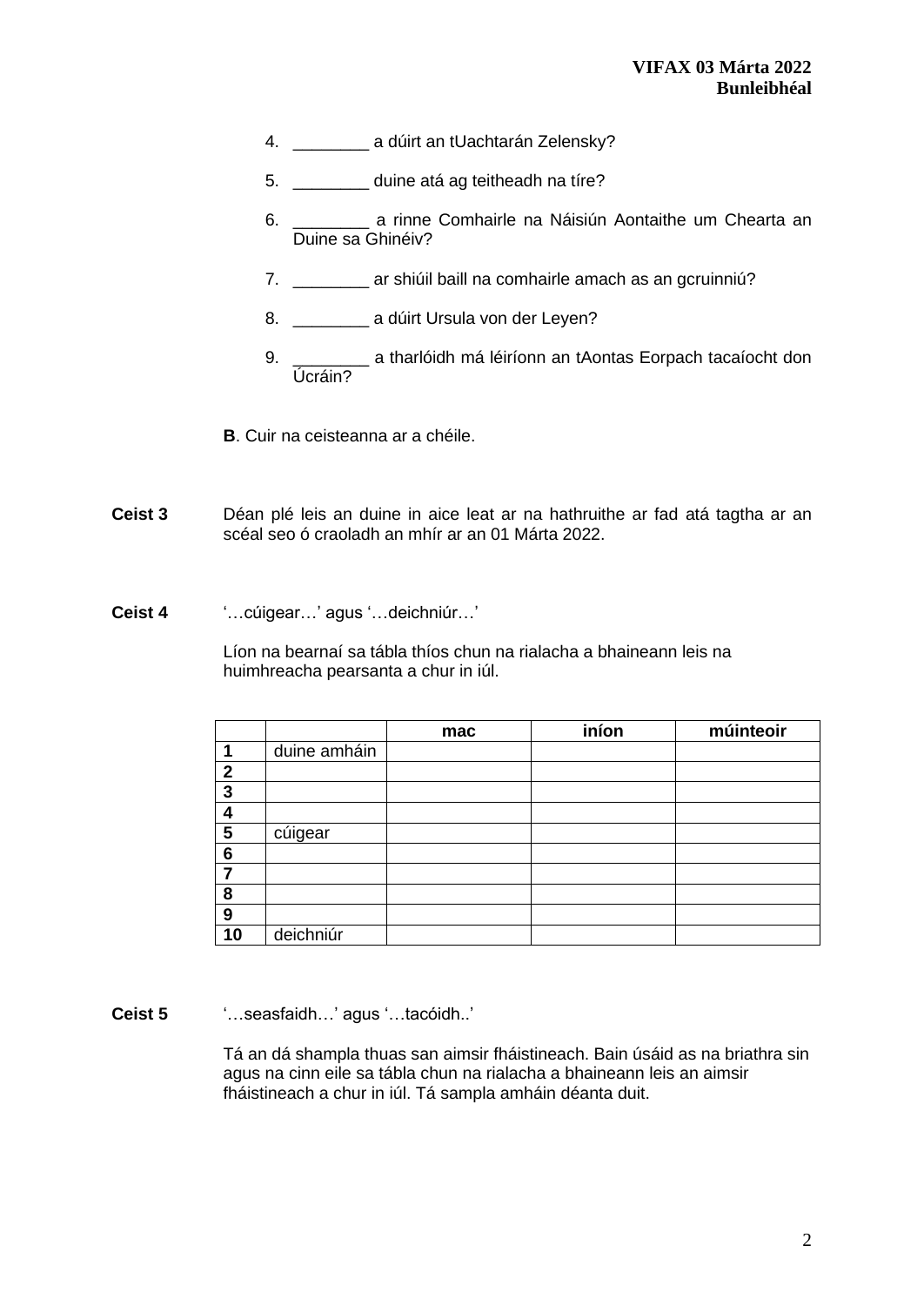4. ________ a dúirt an tUachtarán Zelensky?

5. ________ duine atá ag teitheadh na tíre?

6. ________ a rinne Comhairle na Náisiún Aontaithe um Chearta an Duine sa Ghinéiv?

7. ________ ar shiúil baill na comhairle amach as an gcruinniú?

8. ________ a dúirt Ursula von der Leyen?

9. ________ a tharlóidh má léiríonn an tAontas Eorpach tacaíocht don Úcráin?

**B**. Cuir na ceisteanna ar a chéile.

**Ceist 3** Déan plé leis an duine in aice leat ar na hathruithe ar fad atá tagtha ar an scéal seo ó craoladh an mhír ar an 01 Márta 2022.

**Ceist 4** '…cúigear…' agus '…deichniúr…'

Líon na bearnaí sa tábla thíos chun na rialacha a bhaineann leis na huimhreacha pearsanta a chur in iúl.

| | | **mac** | **iníon** | **múinteoir** |
|---|---|---|---|---|
| **1** | duine amháin | | | |
| **2** | | | | |
| **3** | | | | |
| **4** | | | | |
| **5** | cúigear | | | |
| **6** | | | | |
| **7** | | | | |
| **8** | | | | |
| **9** | | | | |
| **10** | deichniúr | | | |

**Ceist 5** '…seasfaidh…' agus '…tacóidh..'

Tá an dá shampla thuas san aimsir fháistineach. Bain úsáid as na briathra sin agus na cinn eile sa tábla chun na rialacha a bhaineann leis an aimsir fháistineach a chur in iúl. Tá sampla amháin déanta duit.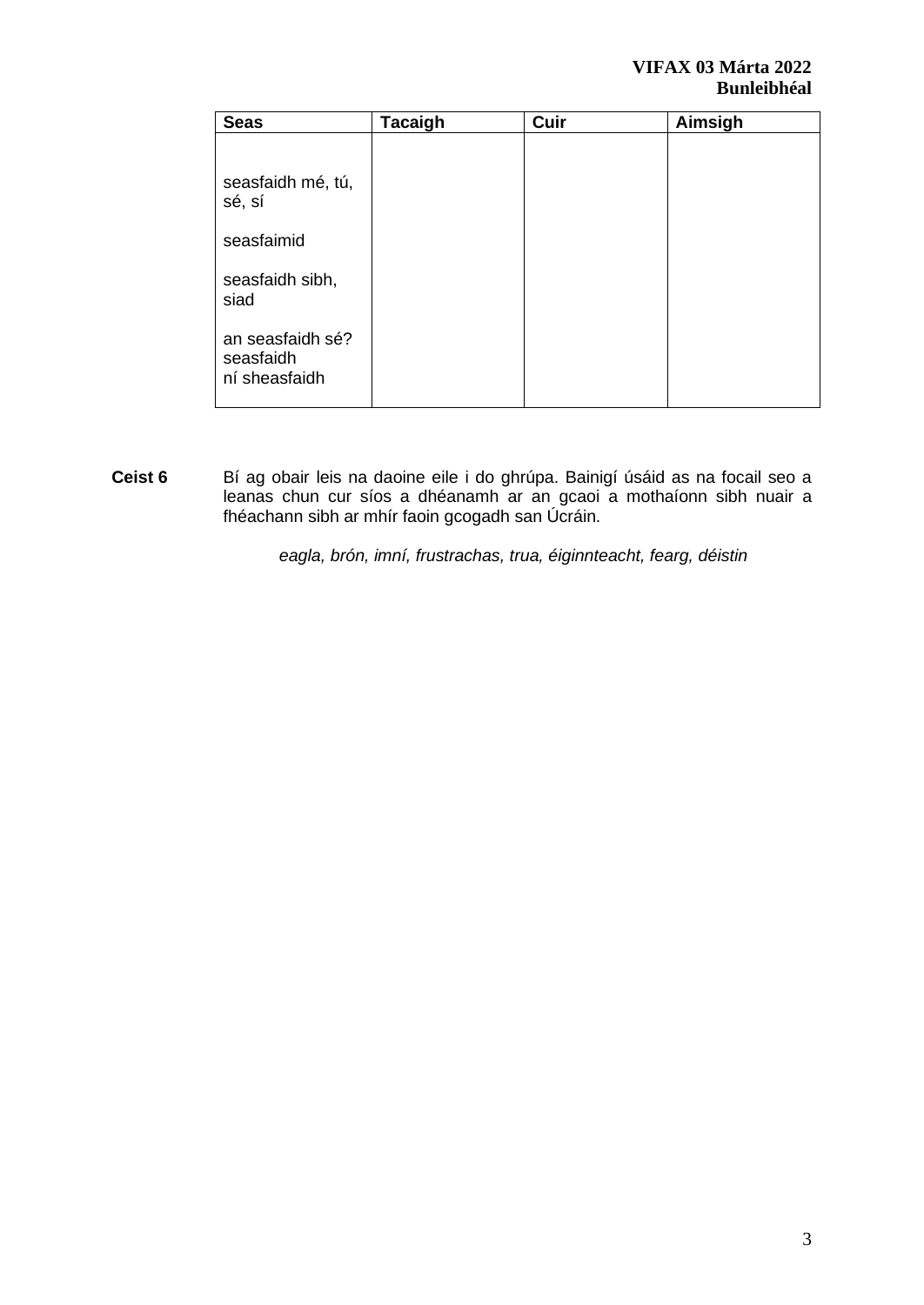| Seas | Tacaigh | Cuir | Aimsigh |
|---|---|---|---|
| seasfaidh mé, tú, sé, sí<br><br>seasfaimid<br><br>seasfaidh sibh, siad<br><br>an seasfaidh sé?<br>seasfaidh<br>ní sheasfaidh | | | |

**Ceist 6** Bí ag obair leis na daoine eile i do ghrúpa. Bainigí úsáid as na focail seo a leanas chun cur síos a dhéanamh ar an gcaoi a mothaíonn sibh nuair a fhéachann sibh ar mhír faoin gcogadh san Úcráin.

*eagla, brón, imní, frustrachas, trua, éiginnteacht, fearg, déistin*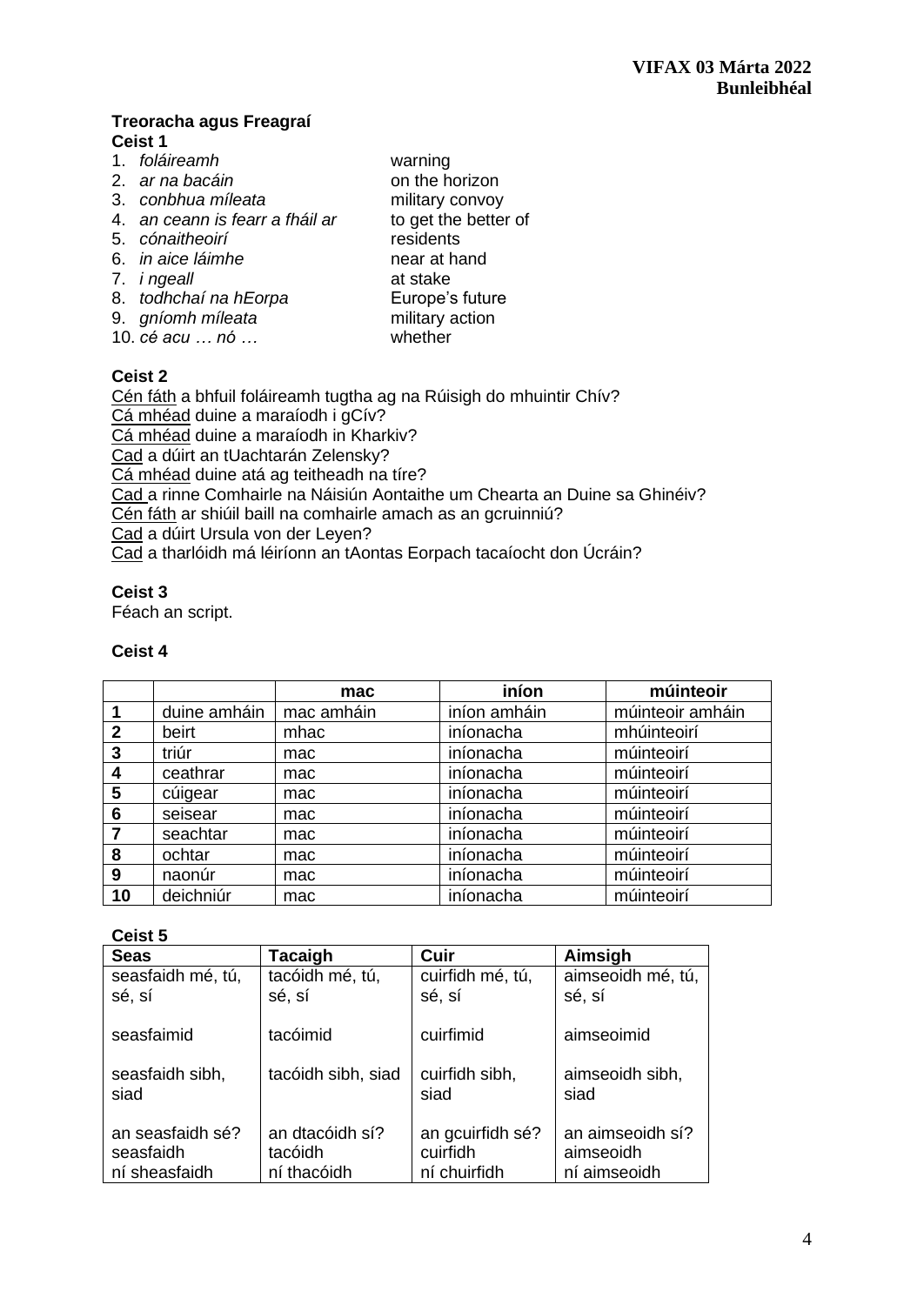**Treoracha agus Freagraí**

**Ceist 1**

1. *foláireamh* warning
2. *ar na bacáin* on the horizon
3. *conbhua míleata* military convoy
4. *an ceann is fearr a fháil ar* to get the better of
5. *cónaitheoirí* residents
6. *in aice láimhe* near at hand
7. *i ngeall* at stake
8. *todhchaí na hEorpa* Europe's future
9. *gníomh míleata* military action
10. *cé acu … nó …* whether

**Ceist 2**

<u>Cén fáth</u> a bhfuil foláireamh tugtha ag na Rúisigh do mhuintir Chív?
<u>Cá mhéad</u> duine a maraíodh i gCív?
<u>Cá mhéad</u> duine a maraíodh in Kharkiv?
<u>Cad</u> a dúirt an tUachtarán Zelensky?
<u>Cá mhéad</u> duine atá ag teitheadh na tíre?
<u>Cad</u> a rinne Comhairle na Náisiún Aontaithe um Chearta an Duine sa Ghinéiv?
<u>Cén fáth</u> ar shiúil baill na comhairle amach as an gcruinniú?
<u>Cad</u> a dúirt Ursula von der Leyen?
<u>Cad</u> a tharlóidh má léiríonn an tAontas Eorpach tacaíocht don Úcráin?

**Ceist 3**

Féach an script.

**Ceist 4**

| | | mac | iníon | múinteoir |
|---|---|---|---|---|
| **1** | duine amháin | mac amháin | iníon amháin | múinteoir amháin |
| **2** | beirt | mhac | iníonacha | mhúinteoirí |
| **3** | triúr | mac | iníonacha | múinteoirí |
| **4** | ceathrar | mac | iníonacha | múinteoirí |
| **5** | cúigear | mac | iníonacha | múinteoirí |
| **6** | seisear | mac | iníonacha | múinteoirí |
| **7** | seachtar | mac | iníonacha | múinteoirí |
| **8** | ochtar | mac | iníonacha | múinteoirí |
| **9** | naonúr | mac | iníonacha | múinteoirí |
| **10** | deichniúr | mac | iníonacha | múinteoirí |

**Ceist 5**

| Seas | Tacaigh | Cuir | Aimsigh |
|---|---|---|---|
| seasfaidh mé, tú, sé, sí | tacóidh mé, tú, sé, sí | cuirfidh mé, tú, sé, sí | aimseoidh mé, tú, sé, sí |
| seasfaimid | tacóimid | cuirfimid | aimseoimid |
| seasfaidh sibh, siad | tacóidh sibh, siad | cuirfidh sibh, siad | aimseoidh sibh, siad |
| an seasfaidh sé? seasfaidh ní sheasfaidh | an dtacóidh sí? tacóidh ní thacóidh | an gcuirfidh sé? cuirfidh ní chuirfidh | an aimseoidh sí? aimseoidh ní aimseoidh |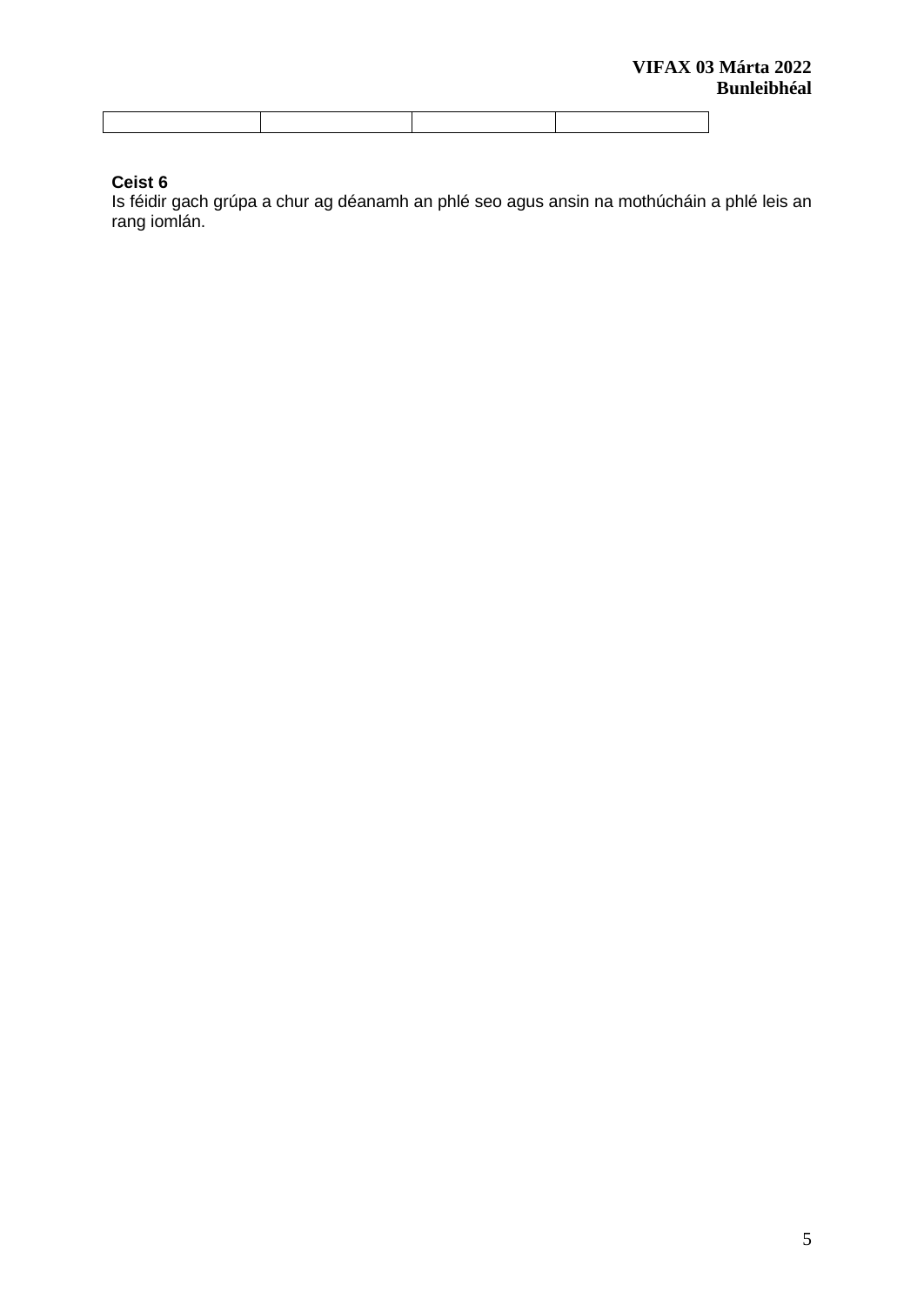| | | | |
|---|---|---|---|

**Ceist 6**
Is féidir gach grúpa a chur ag déanamh an phlé seo agus ansin na mothúcháin a phlé leis an rang iomlán.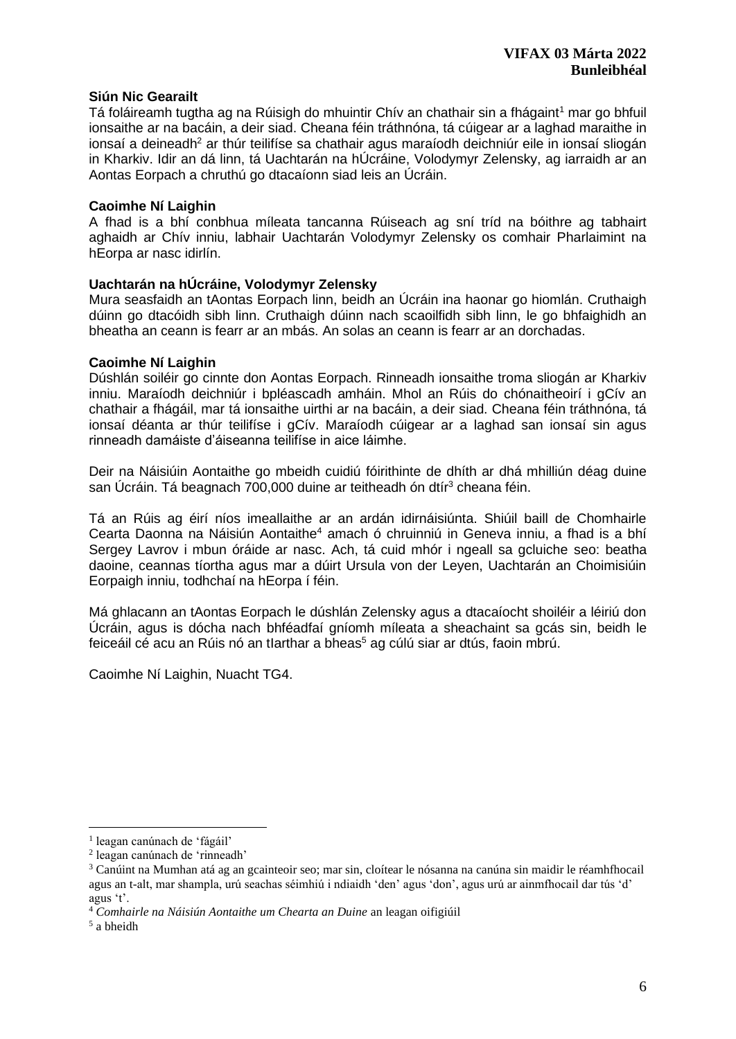**VIFAX 03 Márta 2022**
**Bunleibhéal**

**Siún Nic Gearailt**
Tá foláireamh tugtha ag na Rúisigh do mhuintir Chív an chathair sin a fhágaint[1] mar go bhfuil ionsaithe ar na bacáin, a deir siad. Cheana féin tráthnóna, tá cúigear ar a laghad maraithe in ionsaí a deineadh[2] ar thúr teilifíse sa chathair agus maraíodh deichniúr eile in ionsaí sliogán in Kharkiv. Idir an dá linn, tá Uachtarán na hÚcráine, Volodymyr Zelensky, ag iarraidh ar an Aontas Eorpach a chruthú go dtacaíonn siad leis an Úcráin.

**Caoimhe Ní Laighin**
A fhad is a bhí conbhua míleata tancanna Rúiseach ag sní tríd na bóithre ag tabhairt aghaidh ar Chív inniu, labhair Uachtarán Volodymyr Zelensky os comhair Pharlaimint na hEorpa ar nasc idirlín.

**Uachtarán na hÚcráine, Volodymyr Zelensky**
Mura seasfaidh an tAontas Eorpach linn, beidh an Úcráin ina haonar go hiomlán. Cruthaigh dúinn go dtacóidh sibh linn. Cruthaigh dúinn nach scaoilfidh sibh linn, le go bhfaighidh an bheatha an ceann is fearr ar an mbás. An solas an ceann is fearr ar an dorchadas.

**Caoimhe Ní Laighin**
Dúshlán soiléir go cinnte don Aontas Eorpach. Rinneadh ionsaithe troma sliogán ar Kharkiv inniu. Maraíodh deichniúr i bpléascadh amháin. Mhol an Rúis do chónaitheoirí i gCív an chathair a fhágáil, mar tá ionsaithe uirthi ar na bacáin, a deir siad. Cheana féin tráthnóna, tá ionsaí déanta ar thúr teilifíse i gCív. Maraíodh cúigear ar a laghad san ionsaí sin agus rinneadh damáiste d'áiseanna teilifíse in aice láimhe.

Deir na Náisiúin Aontaithe go mbeidh cuidiú fóirithinte de dhíth ar dhá mhilliún déag duine san Úcráin. Tá beagnach 700,000 duine ar teitheadh ón dtír[3] cheana féin.

Tá an Rúis ag éirí níos imeallaithe ar an ardán idirnáisiúnta. Shiúil baill de Chomhairle Cearta Daonna na Náisiún Aontaithe[4] amach ó chruinniú in Geneva inniu, a fhad is a bhí Sergey Lavrov i mbun óráide ar nasc. Ach, tá cuid mhór i ngeall sa gcluiche seo: beatha daoine, ceannas tíortha agus mar a dúirt Ursula von der Leyen, Uachtarán an Choimisiúin Eorpaigh inniu, todhchaí na hEorpa í féin.

Má ghlacann an tAontas Eorpach le dúshlán Zelensky agus a dtacaíocht shoiléir a léiriú don Úcráin, agus is dócha nach bhféadfaí gníomh míleata a sheachaint sa gcás sin, beidh le feiceáil cé acu an Rúis nó an tIarthar a bheas[5] ag cúlú siar ar dtús, faoin mbrú.

Caoimhe Ní Laighin, Nuacht TG4.

---

[1] leagan canúnach de 'fágáil'

[2] leagan canúnach de 'rinneadh'

[3] Canúint na Mumhan atá ag an gcainteoir seo; mar sin, cloítear le nósanna na canúna sin maidir le réamhfhocail agus an t-alt, mar shampla, urú seachas séimhiú i ndiaidh 'den' agus 'don', agus urú ar ainmfhocail dar tús 'd' agus 't'.

[4] *Comhairle na Náisiún Aontaithe um Chearta an Duine* an leagan oifigiúil

[5] a bheidh